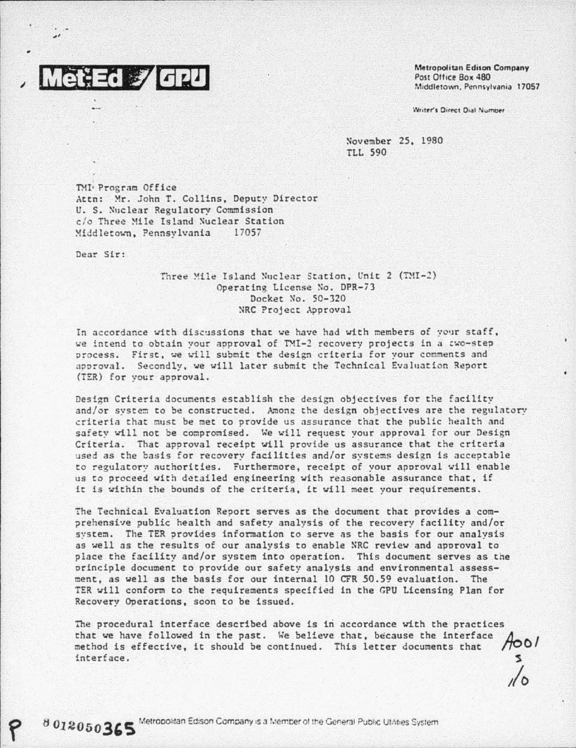Met-Ed / GPU

Metropolitan Edison Company
Post Office Box 480
Middletown, Pennsylvania 17057

Writer's Direct Dial Number

November 25, 1980
TLL 590

TMI Program Office
Attn: Mr. John T. Collins, Deputy Director
U. S. Nuclear Regulatory Commission
c/o Three Mile Island Nuclear Station
Middletown, Pennsylvania 17057

Dear Sir:

Three Mile Island Nuclear Station, Unit 2 (TMI-2)
Operating License No. DPR-73
Docket No. 50-320
NRC Project Approval

In accordance with discussions that we have had with members of your staff, we intend to obtain your approval of TMI-2 recovery projects in a two-step process. First, we will submit the design criteria for your comments and approval. Secondly, we will later submit the Technical Evaluation Report (TER) for your approval.

Design Criteria documents establish the design objectives for the facility and/or system to be constructed. Among the design objectives are the regulatory criteria that must be met to provide us assurance that the public health and safety will not be compromised. We will request your approval for our Design Criteria. That approval receipt will provide us assurance that the criteria used as the basis for recovery facilities and/or systems design is acceptable to regulatory authorities. Furthermore, receipt of your approval will enable us to proceed with detailed engineering with reasonable assurance that, if it is within the bounds of the criteria, it will meet your requirements.

The Technical Evaluation Report serves as the document that provides a comprehensive public health and safety analysis of the recovery facility and/or system. The TER provides information to serve as the basis for our analysis as well as the results of our analysis to enable NRC review and approval to place the facility and/or system into operation. This document serves as the principle document to provide our safety analysis and environmental assessment, as well as the basis for our internal 10 CFR 50.59 evaluation. The TER will conform to the requirements specified in the GPU Licensing Plan for Recovery Operations, soon to be issued.

The procedural interface described above is in accordance with the practices that we have followed in the past. We believe that, because the interface method is effective, it should be continued. This letter documents that interface.

A001
S
1/0

8012050365

Metropolitan Edison Company is a Member of the General Public Utilities System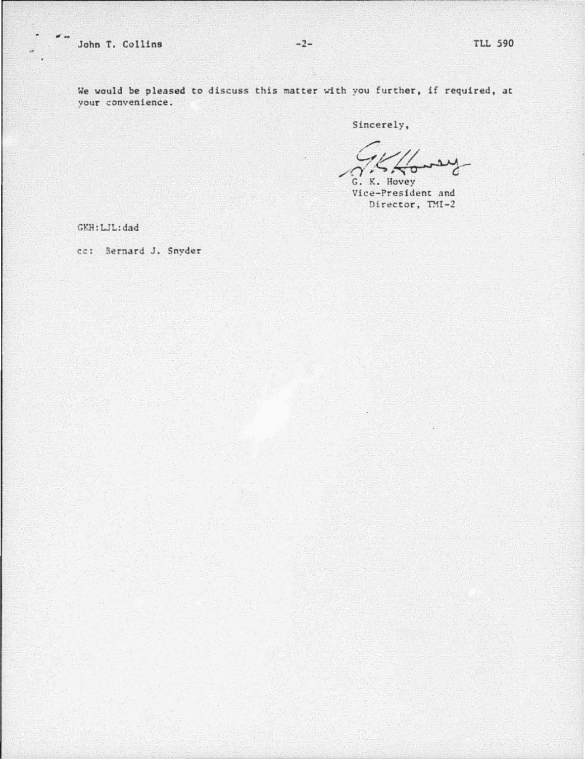We would be pleased to discuss this matter with you further, if required, at your convenience.

Sincerely,

G. K. Hovey
Vice-President and
Director, TMI-2

GKH:LJL:dad

cc: Bernard J. Snyder